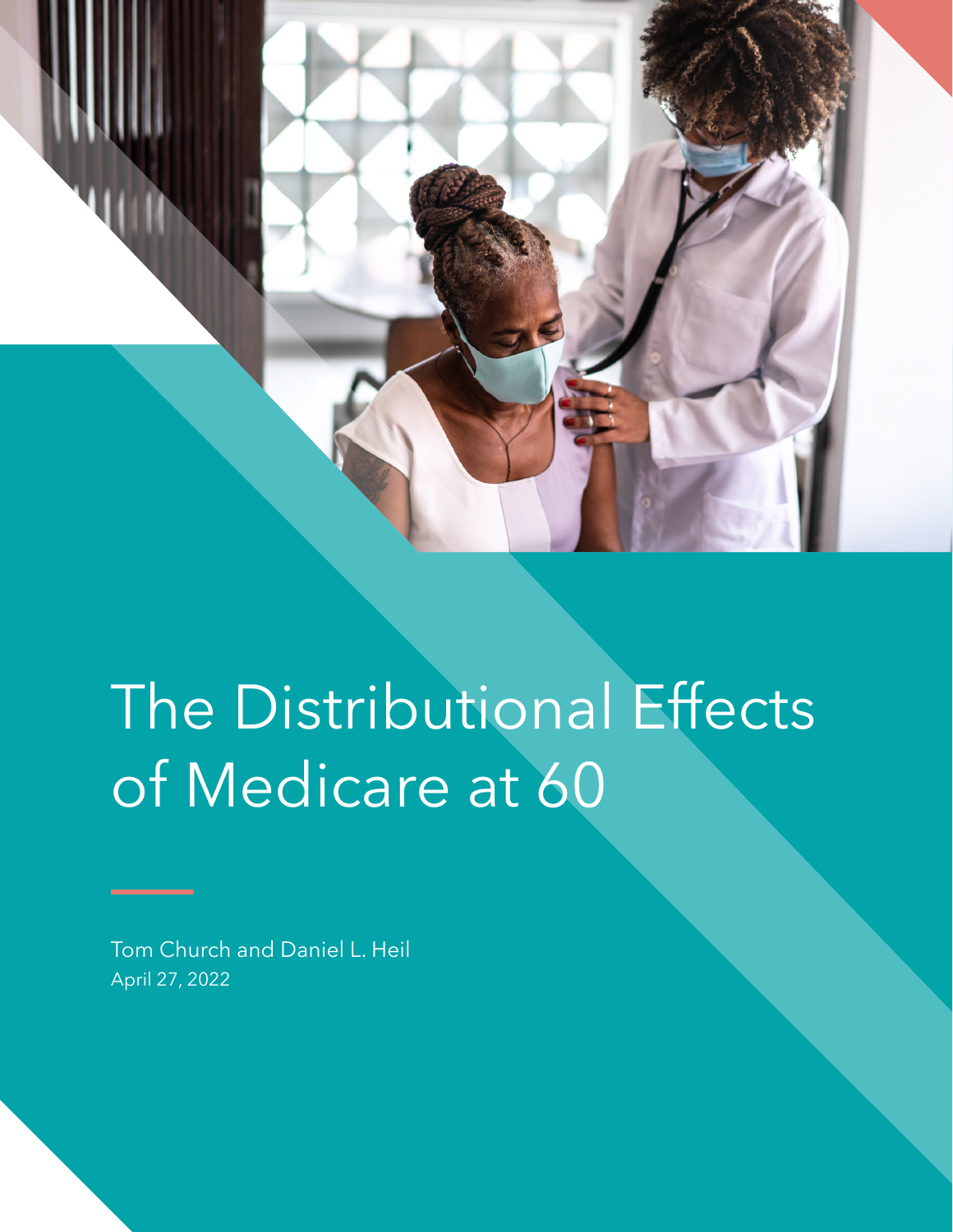# The Distributional Effects of Medicare at 60

Tom Church and Daniel L. Heil

April 27, 2022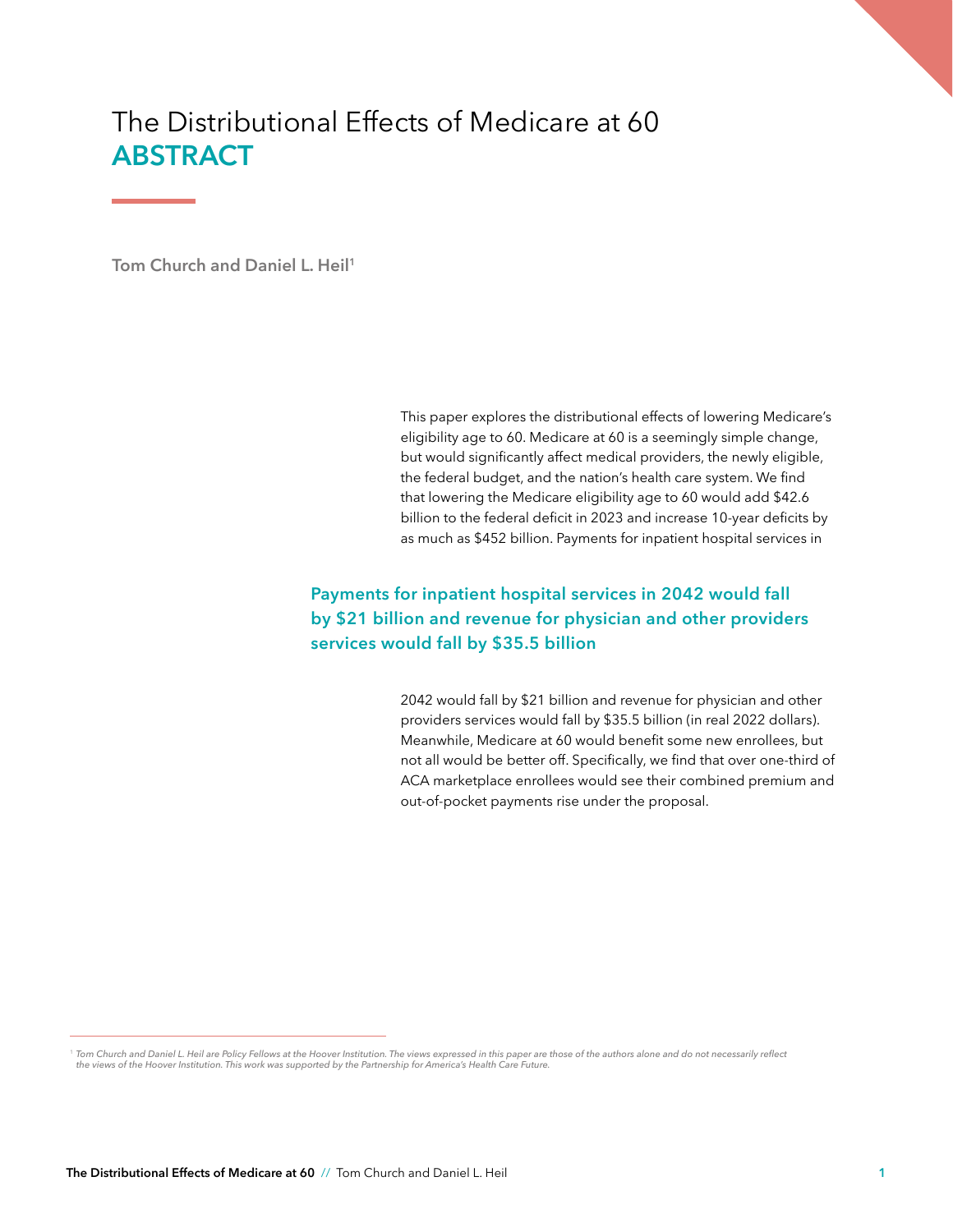# The Distributional Effects of Medicare at 60
## ABSTRACT

**Tom Church and Daniel L. Heil**[1]

This paper explores the distributional effects of lowering Medicare's eligibility age to 60. Medicare at 60 is a seemingly simple change, but would significantly affect medical providers, the newly eligible, the federal budget, and the nation's health care system. We find that lowering the Medicare eligibility age to 60 would add $42.6 billion to the federal deficit in 2023 and increase 10-year deficits by as much as $452 billion. Payments for inpatient hospital services in 2042 would fall by $21 billion and revenue for physician and other providers services would fall by $35.5 billion (in real 2022 dollars). Meanwhile, Medicare at 60 would benefit some new enrollees, but not all would be better off. Specifically, we find that over one-third of ACA marketplace enrollees would see their combined premium and out-of-pocket payments rise under the proposal.

> **Payments for inpatient hospital services in 2042 would fall by $21 billion and revenue for physician and other providers services would fall by $35.5 billion**

[1] *Tom Church and Daniel L. Heil are Policy Fellows at the Hoover Institution. The views expressed in this paper are those of the authors alone and do not necessarily reflect the views of the Hoover Institution. This work was supported by the Partnership for America's Health Care Future.*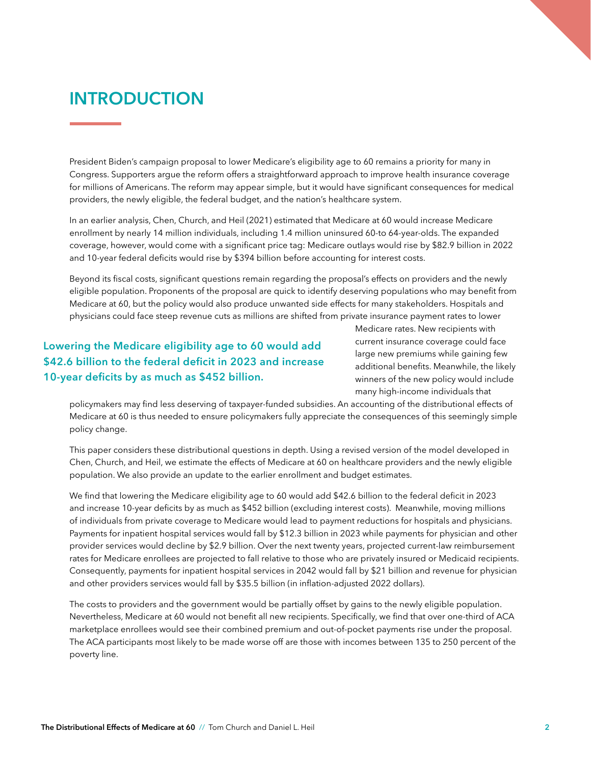# INTRODUCTION

President Biden's campaign proposal to lower Medicare's eligibility age to 60 remains a priority for many in Congress. Supporters argue the reform offers a straightforward approach to improve health insurance coverage for millions of Americans. The reform may appear simple, but it would have significant consequences for medical providers, the newly eligible, the federal budget, and the nation's healthcare system.

In an earlier analysis, Chen, Church, and Heil (2021) estimated that Medicare at 60 would increase Medicare enrollment by nearly 14 million individuals, including 1.4 million uninsured 60-to 64-year-olds. The expanded coverage, however, would come with a significant price tag: Medicare outlays would rise by $82.9 billion in 2022 and 10-year federal deficits would rise by $394 billion before accounting for interest costs.

Beyond its fiscal costs, significant questions remain regarding the proposal's effects on providers and the newly eligible population. Proponents of the proposal are quick to identify deserving populations who may benefit from Medicare at 60, but the policy would also produce unwanted side effects for many stakeholders. Hospitals and physicians could face steep revenue cuts as millions are shifted from private insurance payment rates to lower Medicare rates. New recipients with current insurance coverage could face large new premiums while gaining few additional benefits. Meanwhile, the likely winners of the new policy would include many high-income individuals that policymakers may find less deserving of taxpayer-funded subsidies. An accounting of the distributional effects of Medicare at 60 is thus needed to ensure policymakers fully appreciate the consequences of this seemingly simple policy change.

**Lowering the Medicare eligibility age to 60 would add $42.6 billion to the federal deficit in 2023 and increase 10-year deficits by as much as $452 billion.**

This paper considers these distributional questions in depth. Using a revised version of the model developed in Chen, Church, and Heil, we estimate the effects of Medicare at 60 on healthcare providers and the newly eligible population. We also provide an update to the earlier enrollment and budget estimates.

We find that lowering the Medicare eligibility age to 60 would add $42.6 billion to the federal deficit in 2023 and increase 10-year deficits by as much as $452 billion (excluding interest costs). Meanwhile, moving millions of individuals from private coverage to Medicare would lead to payment reductions for hospitals and physicians. Payments for inpatient hospital services would fall by $12.3 billion in 2023 while payments for physician and other provider services would decline by $2.9 billion. Over the next twenty years, projected current-law reimbursement rates for Medicare enrollees are projected to fall relative to those who are privately insured or Medicaid recipients. Consequently, payments for inpatient hospital services in 2042 would fall by $21 billion and revenue for physician and other providers services would fall by $35.5 billion (in inflation-adjusted 2022 dollars).

The costs to providers and the government would be partially offset by gains to the newly eligible population. Nevertheless, Medicare at 60 would not benefit all new recipients. Specifically, we find that over one-third of ACA marketplace enrollees would see their combined premium and out-of-pocket payments rise under the proposal. The ACA participants most likely to be made worse off are those with incomes between 135 to 250 percent of the poverty line.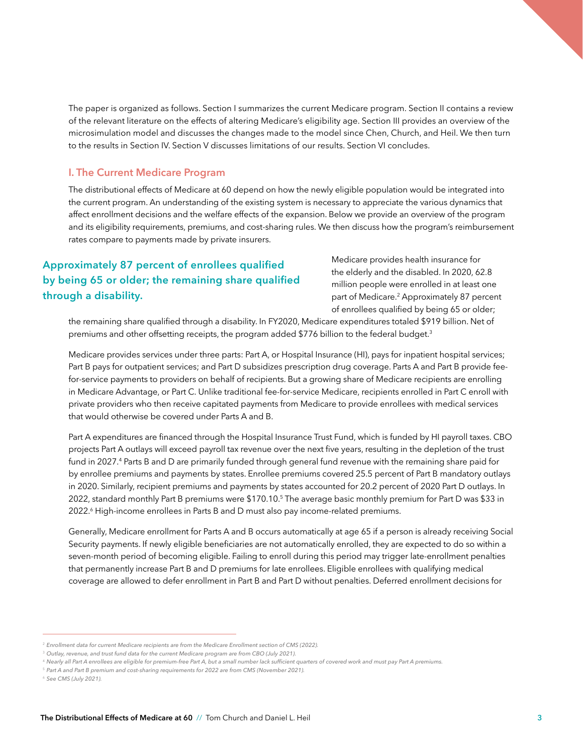The paper is organized as follows. Section I summarizes the current Medicare program. Section II contains a review of the relevant literature on the effects of altering Medicare's eligibility age. Section III provides an overview of the microsimulation model and discusses the changes made to the model since Chen, Church, and Heil. We then turn to the results in Section IV. Section V discusses limitations of our results. Section VI concludes.

## I. The Current Medicare Program

The distributional effects of Medicare at 60 depend on how the newly eligible population would be integrated into the current program. An understanding of the existing system is necessary to appreciate the various dynamics that affect enrollment decisions and the welfare effects of the expansion. Below we provide an overview of the program and its eligibility requirements, premiums, and cost-sharing rules. We then discuss how the program's reimbursement rates compare to payments made by private insurers.

**Approximately 87 percent of enrollees qualified by being 65 or older; the remaining share qualified through a disability.**

Medicare provides health insurance for the elderly and the disabled. In 2020, 62.8 million people were enrolled in at least one part of Medicare.[2] Approximately 87 percent of enrollees qualified by being 65 or older; the remaining share qualified through a disability. In FY2020, Medicare expenditures totaled $919 billion. Net of premiums and other offsetting receipts, the program added $776 billion to the federal budget.[3]

Medicare provides services under three parts: Part A, or Hospital Insurance (HI), pays for inpatient hospital services; Part B pays for outpatient services; and Part D subsidizes prescription drug coverage. Parts A and Part B provide fee-for-service payments to providers on behalf of recipients. But a growing share of Medicare recipients are enrolling in Medicare Advantage, or Part C. Unlike traditional fee-for-service Medicare, recipients enrolled in Part C enroll with private providers who then receive capitated payments from Medicare to provide enrollees with medical services that would otherwise be covered under Parts A and B.

Part A expenditures are financed through the Hospital Insurance Trust Fund, which is funded by HI payroll taxes. CBO projects Part A outlays will exceed payroll tax revenue over the next five years, resulting in the depletion of the trust fund in 2027.[4] Parts B and D are primarily funded through general fund revenue with the remaining share paid for by enrollee premiums and payments by states. Enrollee premiums covered 25.5 percent of Part B mandatory outlays in 2020. Similarly, recipient premiums and payments by states accounted for 20.2 percent of 2020 Part D outlays. In 2022, standard monthly Part B premiums were $170.10.[5] The average basic monthly premium for Part D was $33 in 2022.[6] High-income enrollees in Parts B and D must also pay income-related premiums.

Generally, Medicare enrollment for Parts A and B occurs automatically at age 65 if a person is already receiving Social Security payments. If newly eligible beneficiaries are not automatically enrolled, they are expected to do so within a seven-month period of becoming eligible. Failing to enroll during this period may trigger late-enrollment penalties that permanently increase Part B and D premiums for late enrollees. Eligible enrollees with qualifying medical coverage are allowed to defer enrollment in Part B and Part D without penalties. Deferred enrollment decisions for

---

[2] *Enrollment data for current Medicare recipients are from the Medicare Enrollment section of CMS (2022).*

[3] *Outlay, revenue, and trust fund data for the current Medicare program are from CBO (July 2021).*

[4] *Nearly all Part A enrollees are eligible for premium-free Part A, but a small number lack sufficient quarters of covered work and must pay Part A premiums.*

[5] *Part A and Part B premium and cost-sharing requirements for 2022 are from CMS (November 2021).*

[6] *See CMS (July 2021).*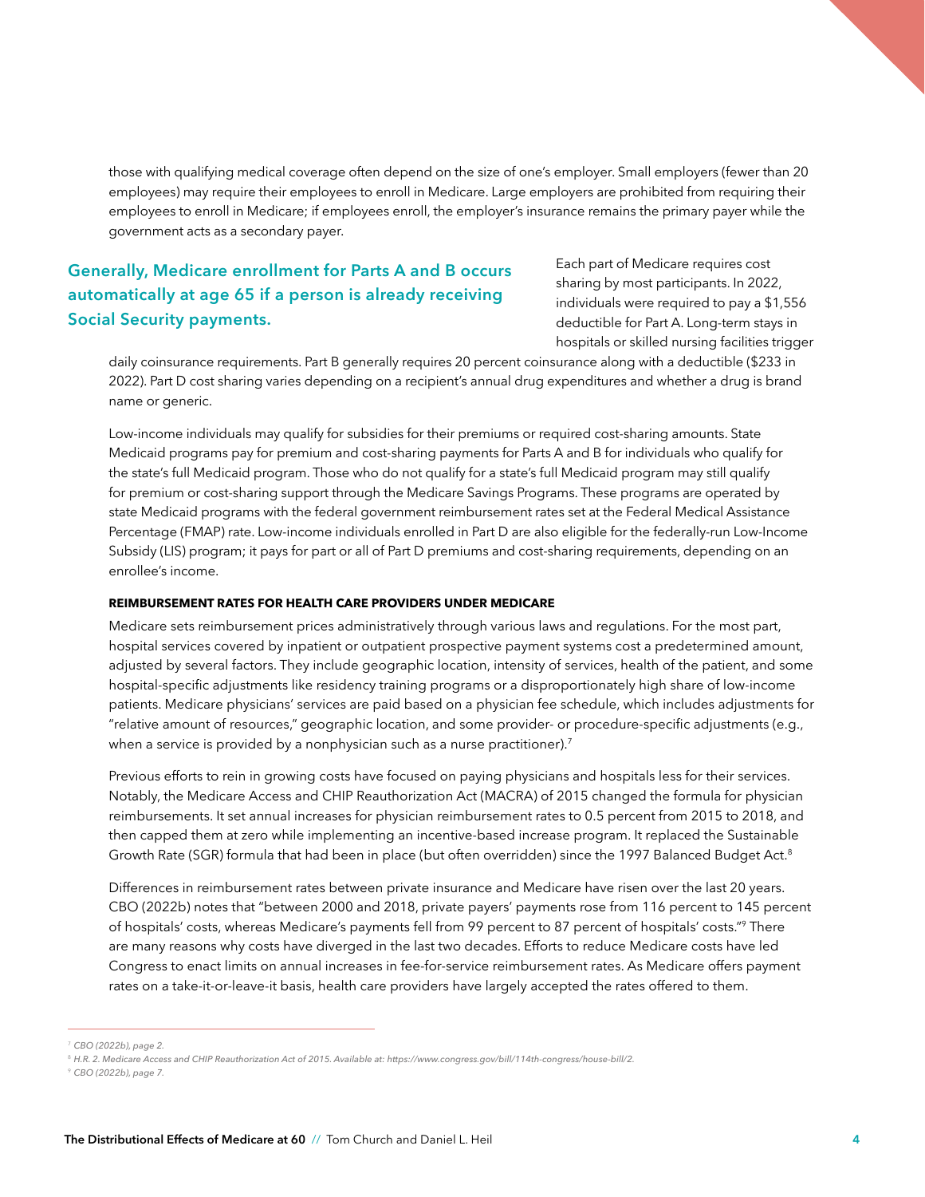those with qualifying medical coverage often depend on the size of one's employer. Small employers (fewer than 20 employees) may require their employees to enroll in Medicare. Large employers are prohibited from requiring their employees to enroll in Medicare; if employees enroll, the employer's insurance remains the primary payer while the government acts as a secondary payer.

**Generally, Medicare enrollment for Parts A and B occurs automatically at age 65 if a person is already receiving Social Security payments.**

Each part of Medicare requires cost sharing by most participants. In 2022, individuals were required to pay a $1,556 deductible for Part A. Long-term stays in hospitals or skilled nursing facilities trigger daily coinsurance requirements. Part B generally requires 20 percent coinsurance along with a deductible ($233 in 2022). Part D cost sharing varies depending on a recipient's annual drug expenditures and whether a drug is brand name or generic.

Low-income individuals may qualify for subsidies for their premiums or required cost-sharing amounts. State Medicaid programs pay for premium and cost-sharing payments for Parts A and B for individuals who qualify for the state's full Medicaid program. Those who do not qualify for a state's full Medicaid program may still qualify for premium or cost-sharing support through the Medicare Savings Programs. These programs are operated by state Medicaid programs with the federal government reimbursement rates set at the Federal Medical Assistance Percentage (FMAP) rate. Low-income individuals enrolled in Part D are also eligible for the federally-run Low-Income Subsidy (LIS) program; it pays for part or all of Part D premiums and cost-sharing requirements, depending on an enrollee's income.

#### REIMBURSEMENT RATES FOR HEALTH CARE PROVIDERS UNDER MEDICARE

Medicare sets reimbursement prices administratively through various laws and regulations. For the most part, hospital services covered by inpatient or outpatient prospective payment systems cost a predetermined amount, adjusted by several factors. They include geographic location, intensity of services, health of the patient, and some hospital-specific adjustments like residency training programs or a disproportionately high share of low-income patients. Medicare physicians' services are paid based on a physician fee schedule, which includes adjustments for "relative amount of resources," geographic location, and some provider- or procedure-specific adjustments (e.g., when a service is provided by a nonphysician such as a nurse practitioner).[7]

Previous efforts to rein in growing costs have focused on paying physicians and hospitals less for their services. Notably, the Medicare Access and CHIP Reauthorization Act (MACRA) of 2015 changed the formula for physician reimbursements. It set annual increases for physician reimbursement rates to 0.5 percent from 2015 to 2018, and then capped them at zero while implementing an incentive-based increase program. It replaced the Sustainable Growth Rate (SGR) formula that had been in place (but often overridden) since the 1997 Balanced Budget Act.[8]

Differences in reimbursement rates between private insurance and Medicare have risen over the last 20 years. CBO (2022b) notes that "between 2000 and 2018, private payers' payments rose from 116 percent to 145 percent of hospitals' costs, whereas Medicare's payments fell from 99 percent to 87 percent of hospitals' costs."[9] There are many reasons why costs have diverged in the last two decades. Efforts to reduce Medicare costs have led Congress to enact limits on annual increases in fee-for-service reimbursement rates. As Medicare offers payment rates on a take-it-or-leave-it basis, health care providers have largely accepted the rates offered to them.

---

[7] *CBO (2022b), page 2.*

[8] *H.R. 2. Medicare Access and CHIP Reauthorization Act of 2015. Available at: https://www.congress.gov/bill/114th-congress/house-bill/2.*

[9] *CBO (2022b), page 7.*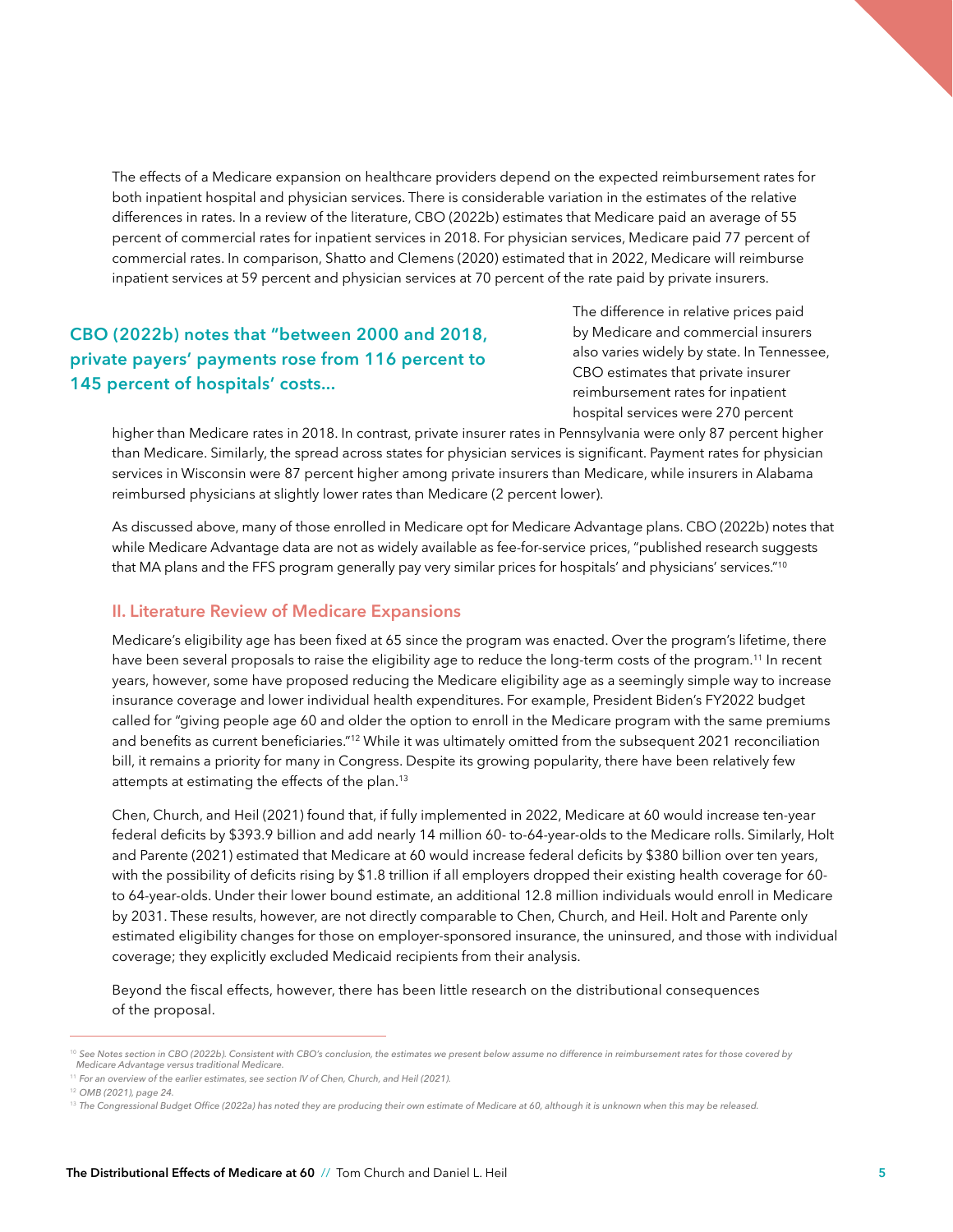The effects of a Medicare expansion on healthcare providers depend on the expected reimbursement rates for both inpatient hospital and physician services. There is considerable variation in the estimates of the relative differences in rates. In a review of the literature, CBO (2022b) estimates that Medicare paid an average of 55 percent of commercial rates for inpatient services in 2018. For physician services, Medicare paid 77 percent of commercial rates. In comparison, Shatto and Clemens (2020) estimated that in 2022, Medicare will reimburse inpatient services at 59 percent and physician services at 70 percent of the rate paid by private insurers.

**CBO (2022b) notes that "between 2000 and 2018, private payers' payments rose from 116 percent to 145 percent of hospitals' costs...**

The difference in relative prices paid by Medicare and commercial insurers also varies widely by state. In Tennessee, CBO estimates that private insurer reimbursement rates for inpatient hospital services were 270 percent higher than Medicare rates in 2018. In contrast, private insurer rates in Pennsylvania were only 87 percent higher than Medicare. Similarly, the spread across states for physician services is significant. Payment rates for physician services in Wisconsin were 87 percent higher among private insurers than Medicare, while insurers in Alabama reimbursed physicians at slightly lower rates than Medicare (2 percent lower).

As discussed above, many of those enrolled in Medicare opt for Medicare Advantage plans. CBO (2022b) notes that while Medicare Advantage data are not as widely available as fee-for-service prices, "published research suggests that MA plans and the FFS program generally pay very similar prices for hospitals' and physicians' services."[10]

## II. Literature Review of Medicare Expansions

Medicare's eligibility age has been fixed at 65 since the program was enacted. Over the program's lifetime, there have been several proposals to raise the eligibility age to reduce the long-term costs of the program.[11] In recent years, however, some have proposed reducing the Medicare eligibility age as a seemingly simple way to increase insurance coverage and lower individual health expenditures. For example, President Biden's FY2022 budget called for "giving people age 60 and older the option to enroll in the Medicare program with the same premiums and benefits as current beneficiaries."[12] While it was ultimately omitted from the subsequent 2021 reconciliation bill, it remains a priority for many in Congress. Despite its growing popularity, there have been relatively few attempts at estimating the effects of the plan.[13]

Chen, Church, and Heil (2021) found that, if fully implemented in 2022, Medicare at 60 would increase ten-year federal deficits by $393.9 billion and add nearly 14 million 60- to-64-year-olds to the Medicare rolls. Similarly, Holt and Parente (2021) estimated that Medicare at 60 would increase federal deficits by $380 billion over ten years, with the possibility of deficits rising by $1.8 trillion if all employers dropped their existing health coverage for 60- to 64-year-olds. Under their lower bound estimate, an additional 12.8 million individuals would enroll in Medicare by 2031. These results, however, are not directly comparable to Chen, Church, and Heil. Holt and Parente only estimated eligibility changes for those on employer-sponsored insurance, the uninsured, and those with individual coverage; they explicitly excluded Medicaid recipients from their analysis.

Beyond the fiscal effects, however, there has been little research on the distributional consequences of the proposal.

---

[10] *See Notes section in CBO (2022b). Consistent with CBO's conclusion, the estimates we present below assume no difference in reimbursement rates for those covered by Medicare Advantage versus traditional Medicare.*

[11] *For an overview of the earlier estimates, see section IV of Chen, Church, and Heil (2021).*

[12] *OMB (2021), page 24.*

[13] *The Congressional Budget Office (2022a) has noted they are producing their own estimate of Medicare at 60, although it is unknown when this may be released.*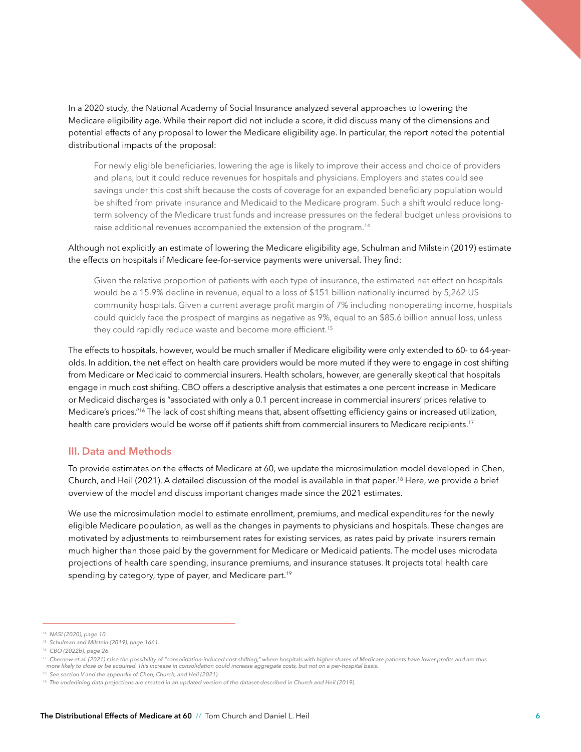In a 2020 study, the National Academy of Social Insurance analyzed several approaches to lowering the Medicare eligibility age. While their report did not include a score, it did discuss many of the dimensions and potential effects of any proposal to lower the Medicare eligibility age. In particular, the report noted the potential distributional impacts of the proposal:

> For newly eligible beneficiaries, lowering the age is likely to improve their access and choice of providers and plans, but it could reduce revenues for hospitals and physicians. Employers and states could see savings under this cost shift because the costs of coverage for an expanded beneficiary population would be shifted from private insurance and Medicaid to the Medicare program. Such a shift would reduce long-term solvency of the Medicare trust funds and increase pressures on the federal budget unless provisions to raise additional revenues accompanied the extension of the program.[14]

Although not explicitly an estimate of lowering the Medicare eligibility age, Schulman and Milstein (2019) estimate the effects on hospitals if Medicare fee-for-service payments were universal. They find:

> Given the relative proportion of patients with each type of insurance, the estimated net effect on hospitals would be a 15.9% decline in revenue, equal to a loss of $151 billion nationally incurred by 5,262 US community hospitals. Given a current average profit margin of 7% including nonoperating income, hospitals could quickly face the prospect of margins as negative as 9%, equal to an $85.6 billion annual loss, unless they could rapidly reduce waste and become more efficient.[15]

The effects to hospitals, however, would be much smaller if Medicare eligibility were only extended to 60- to 64-year-olds. In addition, the net effect on health care providers would be more muted if they were to engage in cost shifting from Medicare or Medicaid to commercial insurers. Health scholars, however, are generally skeptical that hospitals engage in much cost shifting. CBO offers a descriptive analysis that estimates a one percent increase in Medicare or Medicaid discharges is "associated with only a 0.1 percent increase in commercial insurers' prices relative to Medicare's prices."[16] The lack of cost shifting means that, absent offsetting efficiency gains or increased utilization, health care providers would be worse off if patients shift from commercial insurers to Medicare recipients.[17]

## III. Data and Methods

To provide estimates on the effects of Medicare at 60, we update the microsimulation model developed in Chen, Church, and Heil (2021). A detailed discussion of the model is available in that paper.[18] Here, we provide a brief overview of the model and discuss important changes made since the 2021 estimates.

We use the microsimulation model to estimate enrollment, premiums, and medical expenditures for the newly eligible Medicare population, as well as the changes in payments to physicians and hospitals. These changes are motivated by adjustments to reimbursement rates for existing services, as rates paid by private insurers remain much higher than those paid by the government for Medicare or Medicaid patients. The model uses microdata projections of health care spending, insurance premiums, and insurance statuses. It projects total health care spending by category, type of payer, and Medicare part.[19]

---

[14] *NASI (2020), page 10.*

[15] *Schulman and Milstein (2019), page 1661.*

[16] *CBO (2022b), page 26.*

[17] *Chernew et al. (2021) raise the possibility of "consolidation-induced cost shifting," where hospitals with higher shares of Medicare patients have lower profits and are thus more likely to close or be acquired. This increase in consolidation could increase aggregate costs, but not on a per-hospital basis.*

[18] *See section V and the appendix of Chen, Church, and Heil (2021).*

[19] *The underlining data projections are created in an updated version of the dataset described in Church and Heil (2019).*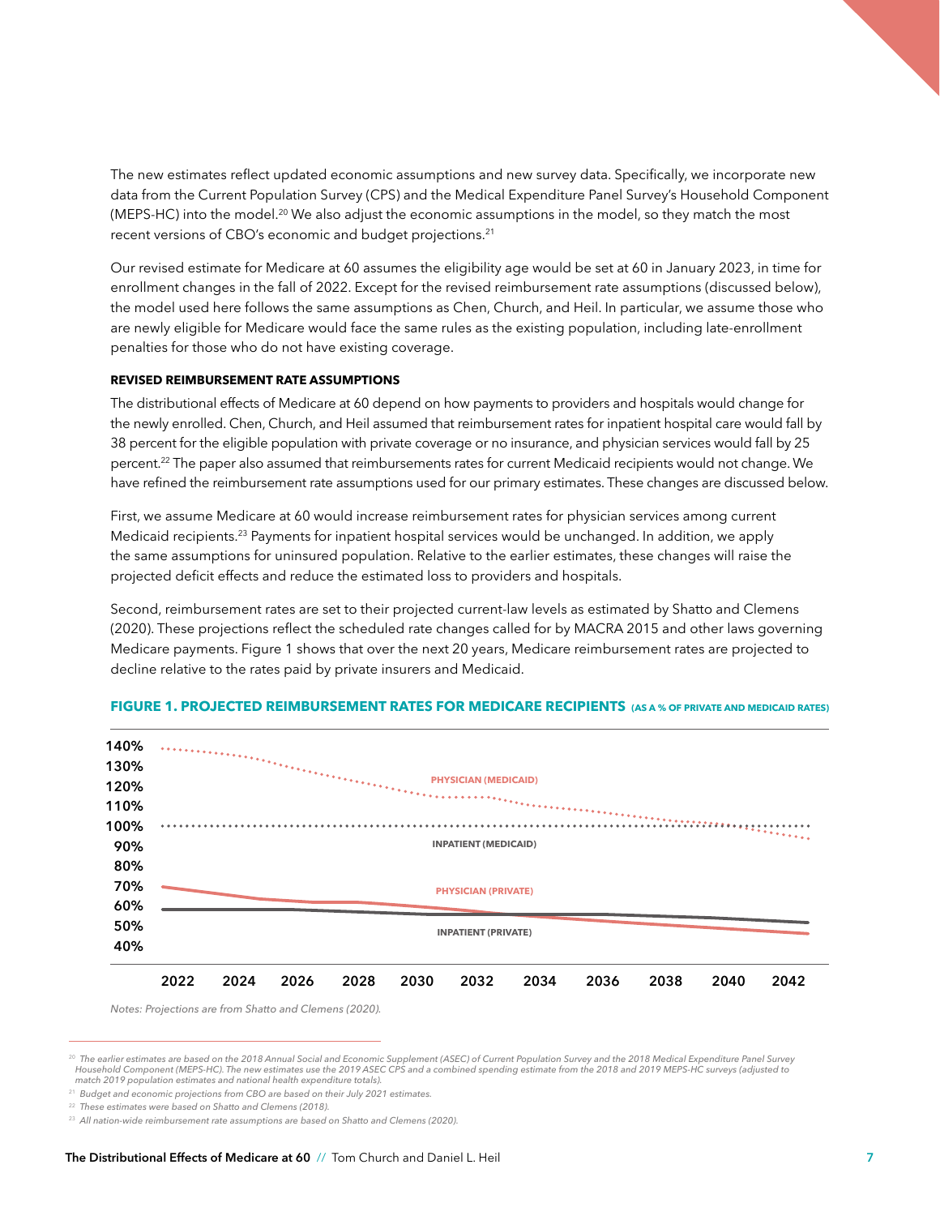The new estimates reflect updated economic assumptions and new survey data. Specifically, we incorporate new data from the Current Population Survey (CPS) and the Medical Expenditure Panel Survey's Household Component (MEPS-HC) into the model.[20] We also adjust the economic assumptions in the model, so they match the most recent versions of CBO's economic and budget projections.[21]

Our revised estimate for Medicare at 60 assumes the eligibility age would be set at 60 in January 2023, in time for enrollment changes in the fall of 2022. Except for the revised reimbursement rate assumptions (discussed below), the model used here follows the same assumptions as Chen, Church, and Heil. In particular, we assume those who are newly eligible for Medicare would face the same rules as the existing population, including late-enrollment penalties for those who do not have existing coverage.

**REVISED REIMBURSEMENT RATE ASSUMPTIONS**

The distributional effects of Medicare at 60 depend on how payments to providers and hospitals would change for the newly enrolled. Chen, Church, and Heil assumed that reimbursement rates for inpatient hospital care would fall by 38 percent for the eligible population with private coverage or no insurance, and physician services would fall by 25 percent.[22] The paper also assumed that reimbursements rates for current Medicaid recipients would not change. We have refined the reimbursement rate assumptions used for our primary estimates. These changes are discussed below.

First, we assume Medicare at 60 would increase reimbursement rates for physician services among current Medicaid recipients.[23] Payments for inpatient hospital services would be unchanged. In addition, we apply the same assumptions for uninsured population. Relative to the earlier estimates, these changes will raise the projected deficit effects and reduce the estimated loss to providers and hospitals.

Second, reimbursement rates are set to their projected current-law levels as estimated by Shatto and Clemens (2020). These projections reflect the scheduled rate changes called for by MACRA 2015 and other laws governing Medicare payments. Figure 1 shows that over the next 20 years, Medicare reimbursement rates are projected to decline relative to the rates paid by private insurers and Medicaid.

**FIGURE 1. PROJECTED REIMBURSEMENT RATES FOR MEDICARE RECIPIENTS** (AS A % OF PRIVATE AND MEDICAID RATES)

*Notes: Projections are from Shatto and Clemens (2020).*

[20] The earlier estimates are based on the 2018 Annual Social and Economic Supplement (ASEC) of Current Population Survey and the 2018 Medical Expenditure Panel Survey Household Component (MEPS-HC). The new estimates use the 2019 ASEC CPS and a combined spending estimate from the 2018 and 2019 MEPS-HC surveys (adjusted to match 2019 population estimates and national health expenditure totals).

[21] Budget and economic projections from CBO are based on their July 2021 estimates.

[22] These estimates were based on Shatto and Clemens (2018).

[23] All nation-wide reimbursement rate assumptions are based on Shatto and Clemens (2020).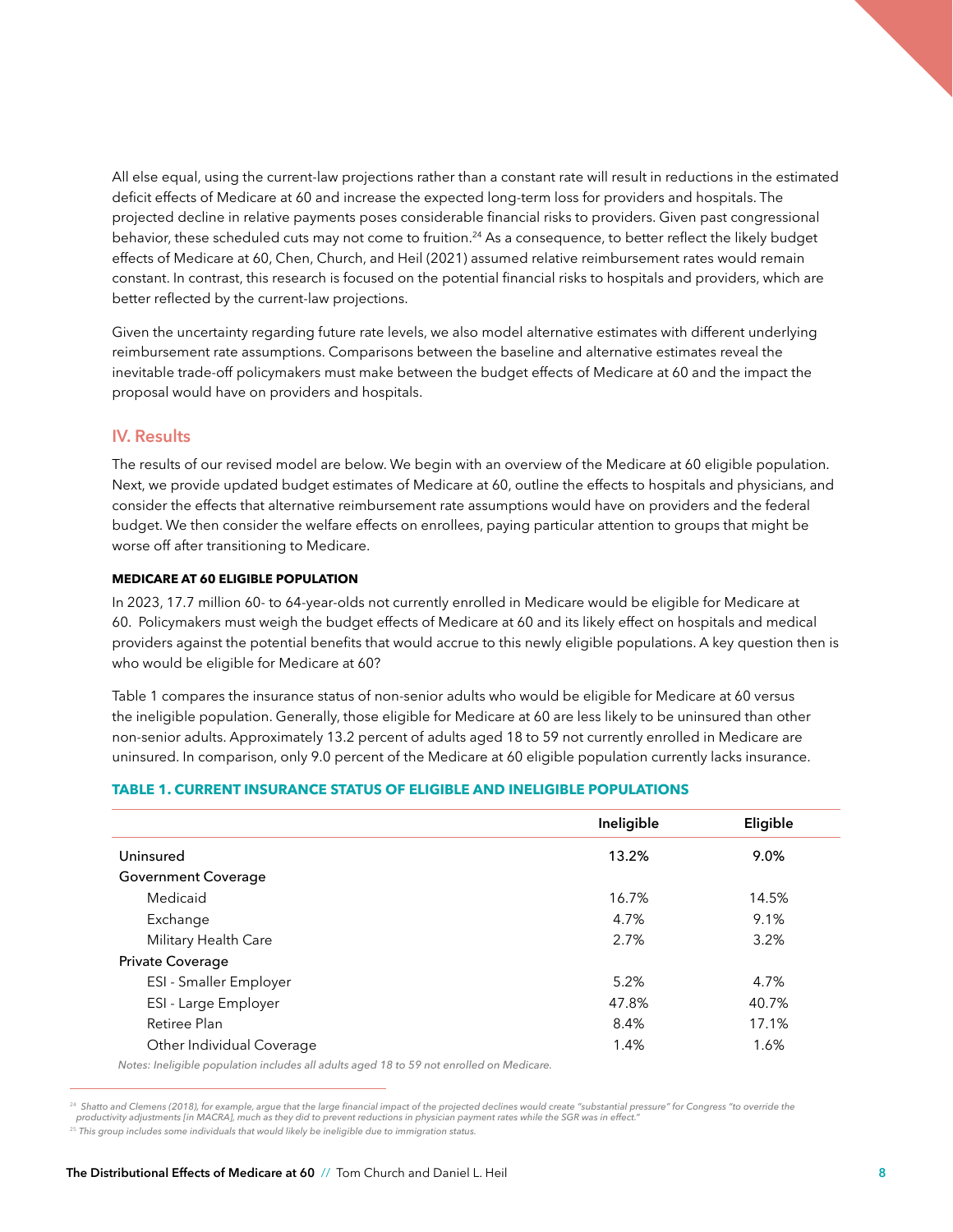All else equal, using the current-law projections rather than a constant rate will result in reductions in the estimated deficit effects of Medicare at 60 and increase the expected long-term loss for providers and hospitals. The projected decline in relative payments poses considerable financial risks to providers. Given past congressional behavior, these scheduled cuts may not come to fruition.[24] As a consequence, to better reflect the likely budget effects of Medicare at 60, Chen, Church, and Heil (2021) assumed relative reimbursement rates would remain constant. In contrast, this research is focused on the potential financial risks to hospitals and providers, which are better reflected by the current-law projections.

Given the uncertainty regarding future rate levels, we also model alternative estimates with different underlying reimbursement rate assumptions. Comparisons between the baseline and alternative estimates reveal the inevitable trade-off policymakers must make between the budget effects of Medicare at 60 and the impact the proposal would have on providers and hospitals.

## IV. Results

The results of our revised model are below. We begin with an overview of the Medicare at 60 eligible population. Next, we provide updated budget estimates of Medicare at 60, outline the effects to hospitals and physicians, and consider the effects that alternative reimbursement rate assumptions would have on providers and the federal budget. We then consider the welfare effects on enrollees, paying particular attention to groups that might be worse off after transitioning to Medicare.

### MEDICARE AT 60 ELIGIBLE POPULATION

In 2023, 17.7 million 60- to 64-year-olds not currently enrolled in Medicare would be eligible for Medicare at 60. Policymakers must weigh the budget effects of Medicare at 60 and its likely effect on hospitals and medical providers against the potential benefits that would accrue to this newly eligible populations. A key question then is who would be eligible for Medicare at 60?

Table 1 compares the insurance status of non-senior adults who would be eligible for Medicare at 60 versus the ineligible population. Generally, those eligible for Medicare at 60 are less likely to be uninsured than other non-senior adults. Approximately 13.2 percent of adults aged 18 to 59 not currently enrolled in Medicare are uninsured. In comparison, only 9.0 percent of the Medicare at 60 eligible population currently lacks insurance.

**TABLE 1. CURRENT INSURANCE STATUS OF ELIGIBLE AND INELIGIBLE POPULATIONS**

| | Ineligible | Eligible |
|---|---|---|
| Uninsured | 13.2% | 9.0% |
| Government Coverage | | |
| Medicaid | 16.7% | 14.5% |
| Exchange | 4.7% | 9.1% |
| Military Health Care | 2.7% | 3.2% |
| Private Coverage | | |
| ESI - Smaller Employer | 5.2% | 4.7% |
| ESI - Large Employer | 47.8% | 40.7% |
| Retiree Plan | 8.4% | 17.1% |
| Other Individual Coverage | 1.4% | 1.6% |

*Notes: Ineligible population includes all adults aged 18 to 59 not enrolled on Medicare.*

[24] *Shatto and Clemens (2018), for example, argue that the large financial impact of the projected declines would create "substantial pressure" for Congress "to override the productivity adjustments [in MACRA], much as they did to prevent reductions in physician payment rates while the SGR was in effect."*

[25] *This group includes some individuals that would likely be ineligible due to immigration status.*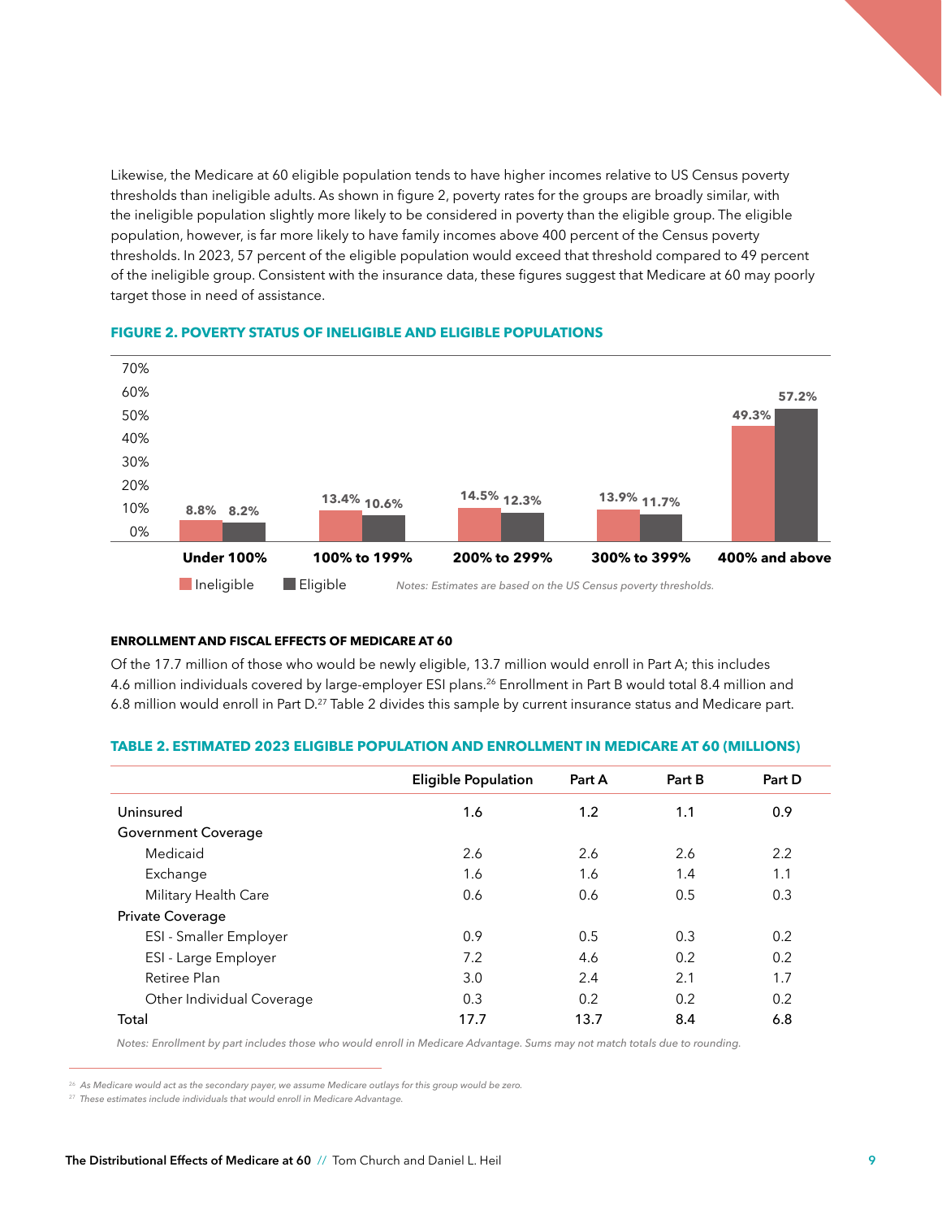Likewise, the Medicare at 60 eligible population tends to have higher incomes relative to US Census poverty thresholds than ineligible adults. As shown in figure 2, poverty rates for the groups are broadly similar, with the ineligible population slightly more likely to be considered in poverty than the eligible group. The eligible population, however, is far more likely to have family incomes above 400 percent of the Census poverty thresholds. In 2023, 57 percent of the eligible population would exceed that threshold compared to 49 percent of the ineligible group. Consistent with the insurance data, these figures suggest that Medicare at 60 may poorly target those in need of assistance.

**FIGURE 2. POVERTY STATUS OF INELIGIBLE AND ELIGIBLE POPULATIONS**

| | Under 100% | 100% to 199% | 200% to 299% | 300% to 399% | 400% and above |
|---|---|---|---|---|---|
| Ineligible | 8.8% | 13.4% | 14.5% | 13.9% | 49.3% |
| Eligible | 8.2% | 10.6% | 12.3% | 11.7% | 57.2% |

*Notes: Estimates are based on the US Census poverty thresholds.*

**ENROLLMENT AND FISCAL EFFECTS OF MEDICARE AT 60**

Of the 17.7 million of those who would be newly eligible, 13.7 million would enroll in Part A; this includes 4.6 million individuals covered by large-employer ESI plans.[26] Enrollment in Part B would total 8.4 million and 6.8 million would enroll in Part D.[27] Table 2 divides this sample by current insurance status and Medicare part.

**TABLE 2. ESTIMATED 2023 ELIGIBLE POPULATION AND ENROLLMENT IN MEDICARE AT 60 (MILLIONS)**

| | Eligible Population | Part A | Part B | Part D |
|---|---|---|---|---|
| Uninsured | 1.6 | 1.2 | 1.1 | 0.9 |
| Government Coverage | | | | |
| Medicaid | 2.6 | 2.6 | 2.6 | 2.2 |
| Exchange | 1.6 | 1.6 | 1.4 | 1.1 |
| Military Health Care | 0.6 | 0.6 | 0.5 | 0.3 |
| Private Coverage | | | | |
| ESI - Smaller Employer | 0.9 | 0.5 | 0.3 | 0.2 |
| ESI - Large Employer | 7.2 | 4.6 | 0.2 | 0.2 |
| Retiree Plan | 3.0 | 2.4 | 2.1 | 1.7 |
| Other Individual Coverage | 0.3 | 0.2 | 0.2 | 0.2 |
| Total | 17.7 | 13.7 | 8.4 | 6.8 |

*Notes: Enrollment by part includes those who would enroll in Medicare Advantage. Sums may not match totals due to rounding.*

[26] *As Medicare would act as the secondary payer, we assume Medicare outlays for this group would be zero.*

[27] *These estimates include individuals that would enroll in Medicare Advantage.*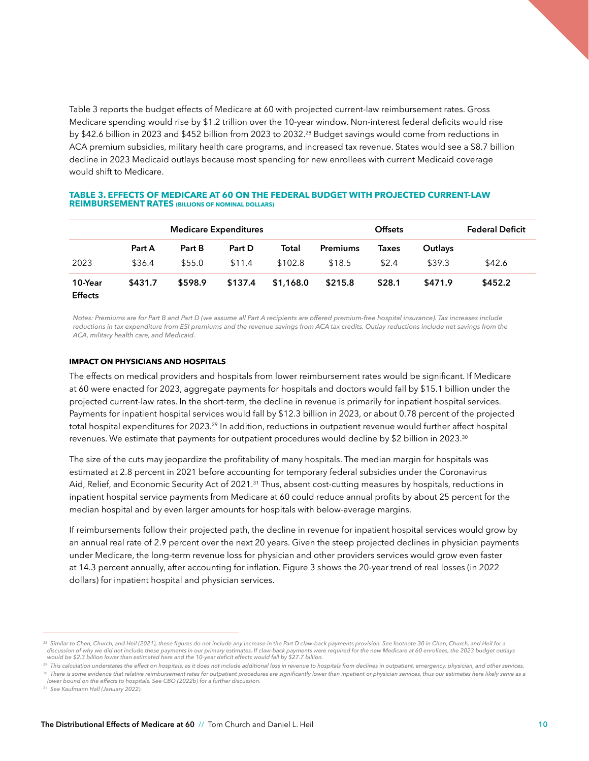Table 3 reports the budget effects of Medicare at 60 with projected current-law reimbursement rates. Gross Medicare spending would rise by $1.2 trillion over the 10-year window. Non-interest federal deficits would rise by $42.6 billion in 2023 and $452 billion from 2023 to 2032.[28] Budget savings would come from reductions in ACA premium subsidies, military health care programs, and increased tax revenue. States would see a $8.7 billion decline in 2023 Medicaid outlays because most spending for new enrollees with current Medicaid coverage would shift to Medicare.

**TABLE 3. EFFECTS OF MEDICARE AT 60 ON THE FEDERAL BUDGET WITH PROJECTED CURRENT-LAW REIMBURSEMENT RATES (BILLIONS OF NOMINAL DOLLARS)**

| | Medicare Expenditures | | | | Offsets | | | Federal Deficit |
|---|---|---|---|---|---|---|---|---|
| | Part A | Part B | Part D | Total | Premiums | Taxes | Outlays | |
| 2023 | $36.4 | $55.0 | $11.4 | $102.8 | $18.5 | $2.4 | $39.3 | $42.6 |
| **10-Year Effects** | **$431.7** | **$598.9** | **$137.4** | **$1,168.0** | **$215.8** | **$28.1** | **$471.9** | **$452.2** |

*Notes: Premiums are for Part B and Part D (we assume all Part A recipients are offered premium-free hospital insurance). Tax increases include reductions in tax expenditure from ESI premiums and the revenue savings from ACA tax credits. Outlay reductions include net savings from the ACA, military health care, and Medicaid.*

#### IMPACT ON PHYSICIANS AND HOSPITALS

The effects on medical providers and hospitals from lower reimbursement rates would be significant. If Medicare at 60 were enacted for 2023, aggregate payments for hospitals and doctors would fall by $15.1 billion under the projected current-law rates. In the short-term, the decline in revenue is primarily for inpatient hospital services. Payments for inpatient hospital services would fall by $12.3 billion in 2023, or about 0.78 percent of the projected total hospital expenditures for 2023.[29] In addition, reductions in outpatient revenue would further affect hospital revenues. We estimate that payments for outpatient procedures would decline by $2 billion in 2023.[30]

The size of the cuts may jeopardize the profitability of many hospitals. The median margin for hospitals was estimated at 2.8 percent in 2021 before accounting for temporary federal subsidies under the Coronavirus Aid, Relief, and Economic Security Act of 2021.[31] Thus, absent cost-cutting measures by hospitals, reductions in inpatient hospital service payments from Medicare at 60 could reduce annual profits by about 25 percent for the median hospital and by even larger amounts for hospitals with below-average margins.

If reimbursements follow their projected path, the decline in revenue for inpatient hospital services would grow by an annual real rate of 2.9 percent over the next 20 years. Given the steep projected declines in physician payments under Medicare, the long-term revenue loss for physician and other providers services would grow even faster at 14.3 percent annually, after accounting for inflation. Figure 3 shows the 20-year trend of real losses (in 2022 dollars) for inpatient hospital and physician services.

---

[28] *Similar to Chen, Church, and Heil (2021), these figures do not include any increase in the Part D claw-back payments provision. See footnote 30 in Chen, Church, and Heil for a discussion of why we did not include these payments in our primary estimates. If claw-back payments were required for the new Medicare at 60 enrollees, the 2023 budget outlays would be $2.3 billion lower than estimated here and the 10-year deficit effects would fall by $27.7 billion.*

[29] *This calculation understates the effect on hospitals, as it does not include additional loss in revenue to hospitals from declines in outpatient, emergency, physician, and other services.*

[30] *There is some evidence that relative reimbursement rates for outpatient procedures are significantly lower than inpatient or physician services, thus our estimates here likely serve as a lower bound on the effects to hospitals. See CBO (2022b) for a further discussion.*

[31] *See Kaufmann Hall (January 2022).*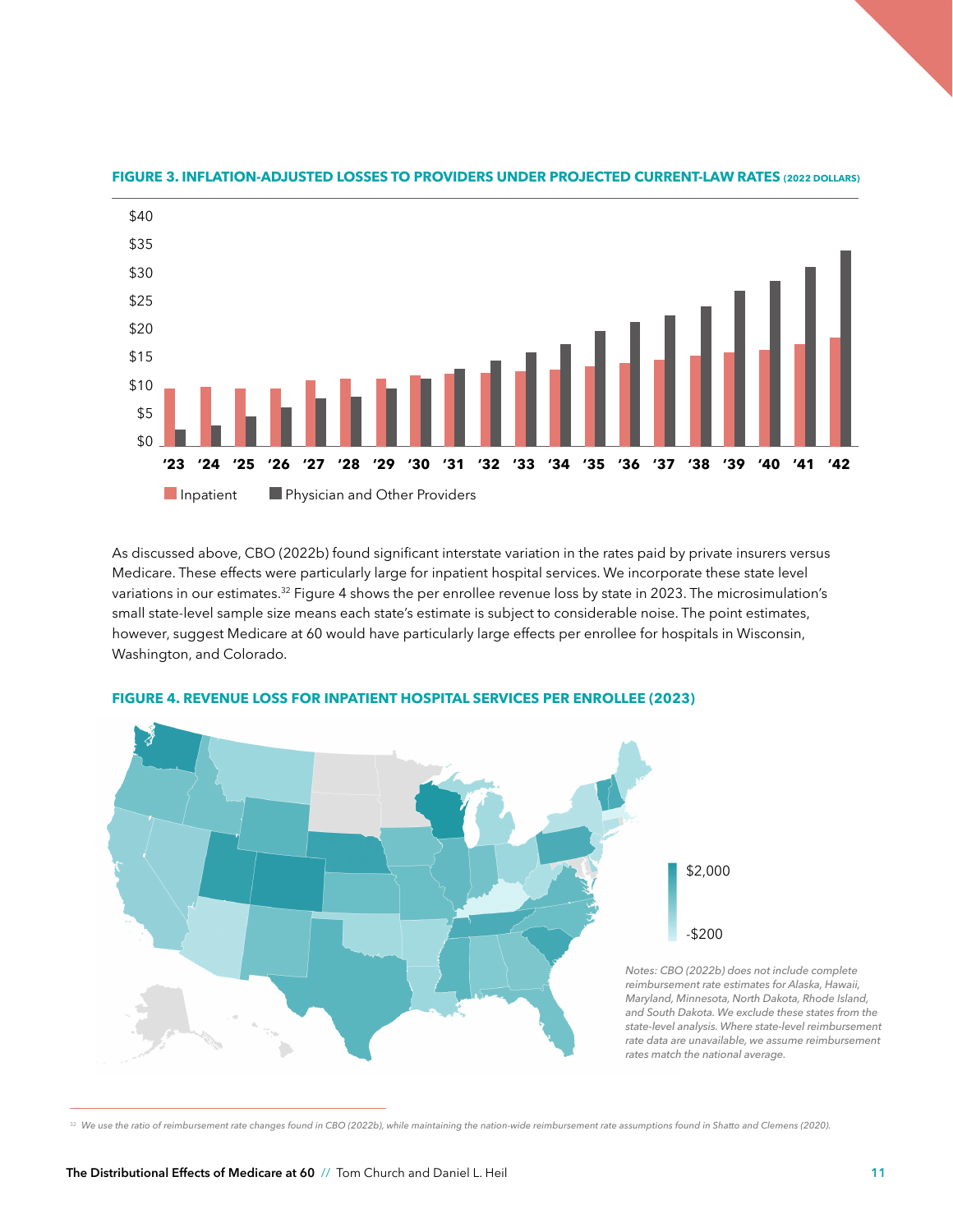**FIGURE 3. INFLATION-ADJUSTED LOSSES TO PROVIDERS UNDER PROJECTED CURRENT-LAW RATES (2022 DOLLARS)**

As discussed above, CBO (2022b) found significant interstate variation in the rates paid by private insurers versus Medicare. These effects were particularly large for inpatient hospital services. We incorporate these state level variations in our estimates.[32] Figure 4 shows the per enrollee revenue loss by state in 2023. The microsimulation's small state-level sample size means each state's estimate is subject to considerable noise. The point estimates, however, suggest Medicare at 60 would have particularly large effects per enrollee for hospitals in Wisconsin, Washington, and Colorado.

**FIGURE 4. REVENUE LOSS FOR INPATIENT HOSPITAL SERVICES PER ENROLLEE (2023)**

*Notes: CBO (2022b) does not include complete reimbursement rate estimates for Alaska, Hawaii, Maryland, Minnesota, North Dakota, Rhode Island, and South Dakota. We exclude these states from the state-level analysis. Where state-level reimbursement rate data are unavailable, we assume reimbursement rates match the national average.*

[32] We use the ratio of reimbursement rate changes found in CBO (2022b), while maintaining the nation-wide reimbursement rate assumptions found in Shatto and Clemens (2020).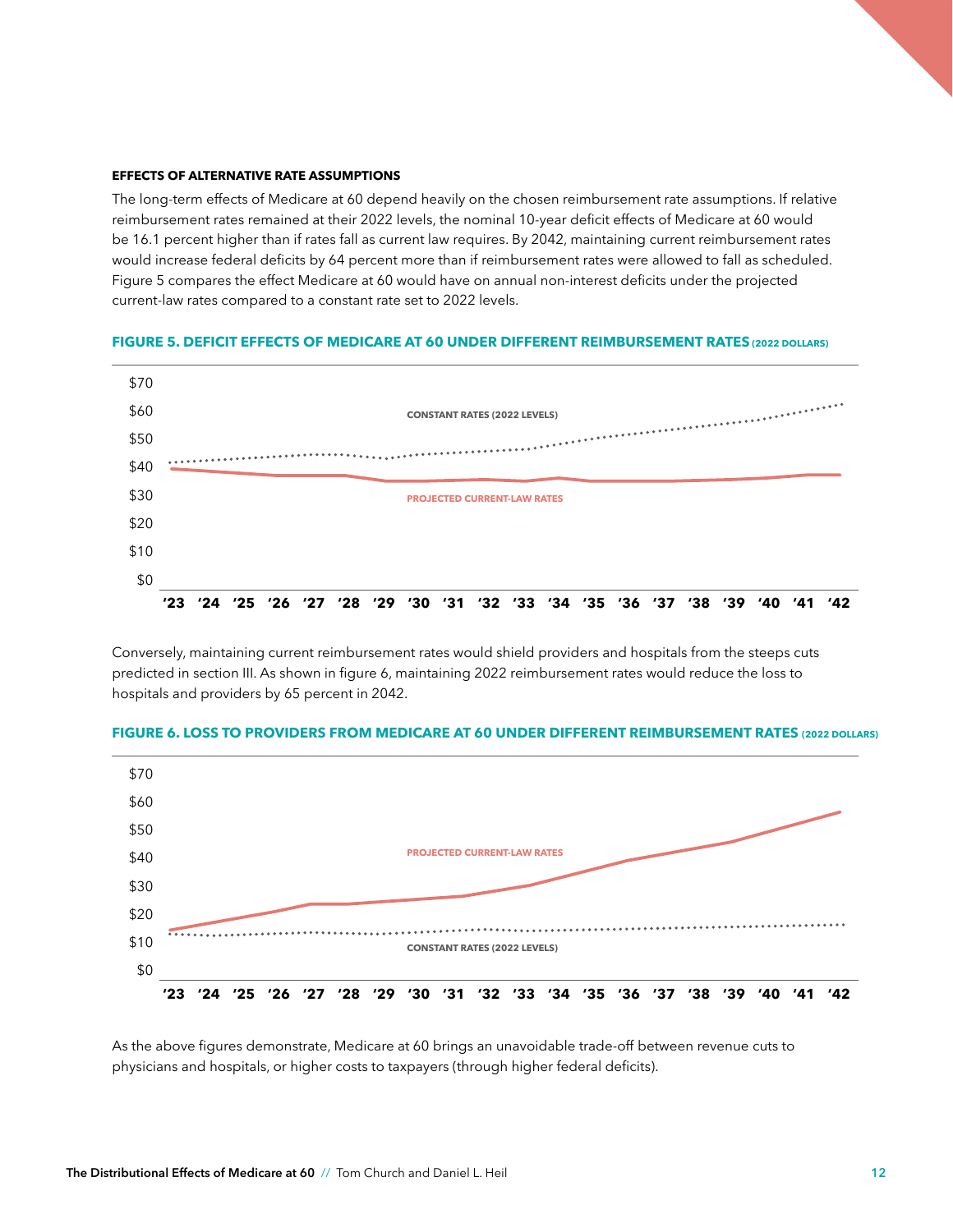### EFFECTS OF ALTERNATIVE RATE ASSUMPTIONS

The long-term effects of Medicare at 60 depend heavily on the chosen reimbursement rate assumptions. If relative reimbursement rates remained at their 2022 levels, the nominal 10-year deficit effects of Medicare at 60 would be 16.1 percent higher than if rates fall as current law requires. By 2042, maintaining current reimbursement rates would increase federal deficits by 64 percent more than if reimbursement rates were allowed to fall as scheduled. Figure 5 compares the effect Medicare at 60 would have on annual non-interest deficits under the projected current-law rates compared to a constant rate set to 2022 levels.

**FIGURE 5. DEFICIT EFFECTS OF MEDICARE AT 60 UNDER DIFFERENT REIMBURSEMENT RATES** (2022 DOLLARS)

Conversely, maintaining current reimbursement rates would shield providers and hospitals from the steeps cuts predicted in section III. As shown in figure 6, maintaining 2022 reimbursement rates would reduce the loss to hospitals and providers by 65 percent in 2042.

**FIGURE 6. LOSS TO PROVIDERS FROM MEDICARE AT 60 UNDER DIFFERENT REIMBURSEMENT RATES** (2022 DOLLARS)

As the above figures demonstrate, Medicare at 60 brings an unavoidable trade-off between revenue cuts to physicians and hospitals, or higher costs to taxpayers (through higher federal deficits).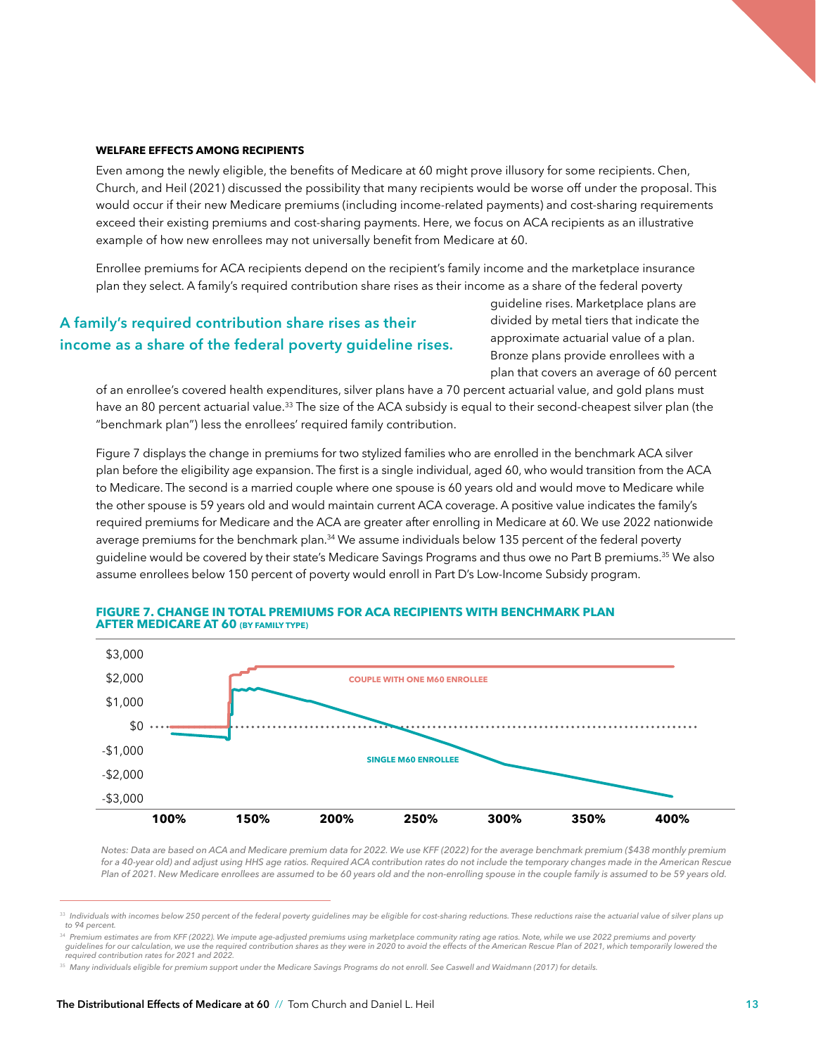### WELFARE EFFECTS AMONG RECIPIENTS

Even among the newly eligible, the benefits of Medicare at 60 might prove illusory for some recipients. Chen, Church, and Heil (2021) discussed the possibility that many recipients would be worse off under the proposal. This would occur if their new Medicare premiums (including income-related payments) and cost-sharing requirements exceed their existing premiums and cost-sharing payments. Here, we focus on ACA recipients as an illustrative example of how new enrollees may not universally benefit from Medicare at 60.

Enrollee premiums for ACA recipients depend on the recipient's family income and the marketplace insurance plan they select. A family's required contribution share rises as their income as a share of the federal poverty guideline rises. Marketplace plans are divided by metal tiers that indicate the approximate actuarial value of a plan. Bronze plans provide enrollees with a plan that covers an average of 60 percent of an enrollee's covered health expenditures, silver plans have a 70 percent actuarial value, and gold plans must have an 80 percent actuarial value.[33] The size of the ACA subsidy is equal to their second-cheapest silver plan (the "benchmark plan") less the enrollees' required family contribution.

**A family's required contribution share rises as their income as a share of the federal poverty guideline rises.**

Figure 7 displays the change in premiums for two stylized families who are enrolled in the benchmark ACA silver plan before the eligibility age expansion. The first is a single individual, aged 60, who would transition from the ACA to Medicare. The second is a married couple where one spouse is 60 years old and would move to Medicare while the other spouse is 59 years old and would maintain current ACA coverage. A positive value indicates the family's required premiums for Medicare and the ACA are greater after enrolling in Medicare at 60. We use 2022 nationwide average premiums for the benchmark plan.[34] We assume individuals below 135 percent of the federal poverty guideline would be covered by their state's Medicare Savings Programs and thus owe no Part B premiums.[35] We also assume enrollees below 150 percent of poverty would enroll in Part D's Low-Income Subsidy program.

**FIGURE 7. CHANGE IN TOTAL PREMIUMS FOR ACA RECIPIENTS WITH BENCHMARK PLAN AFTER MEDICARE AT 60** (BY FAMILY TYPE)

*Notes: Data are based on ACA and Medicare premium data for 2022. We use KFF (2022) for the average benchmark premium ($438 monthly premium for a 40-year old) and adjust using HHS age ratios. Required ACA contribution rates do not include the temporary changes made in the American Rescue Plan of 2021. New Medicare enrollees are assumed to be 60 years old and the non-enrolling spouse in the couple family is assumed to be 59 years old.*

---

[33] *Individuals with incomes below 250 percent of the federal poverty guidelines may be eligible for cost-sharing reductions. These reductions raise the actuarial value of silver plans up to 94 percent.*

[34] *Premium estimates are from KFF (2022). We impute age-adjusted premiums using marketplace community rating age ratios. Note, while we use 2022 premiums and poverty guidelines for our calculation, we use the required contribution shares as they were in 2020 to avoid the effects of the American Rescue Plan of 2021, which temporarily lowered the required contribution rates for 2021 and 2022.*

[35] *Many individuals eligible for premium support under the Medicare Savings Programs do not enroll. See Caswell and Waidmann (2017) for details.*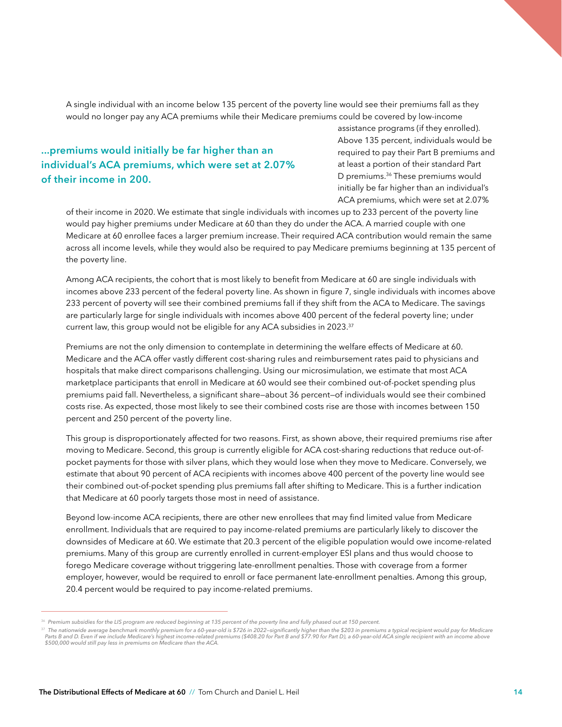A single individual with an income below 135 percent of the poverty line would see their premiums fall as they would no longer pay any ACA premiums while their Medicare premiums could be covered by low-income assistance programs (if they enrolled). Above 135 percent, individuals would be required to pay their Part B premiums and at least a portion of their standard Part D premiums.[36] These premiums would initially be far higher than an individual's ACA premiums, which were set at 2.07% of their income in 2020. We estimate that single individuals with incomes up to 233 percent of the poverty line would pay higher premiums under Medicare at 60 than they do under the ACA. A married couple with one Medicare at 60 enrollee faces a larger premium increase. Their required ACA contribution would remain the same across all income levels, while they would also be required to pay Medicare premiums beginning at 135 percent of the poverty line.

> **...premiums would initially be far higher than an individual's ACA premiums, which were set at 2.07% of their income in 200.**

Among ACA recipients, the cohort that is most likely to benefit from Medicare at 60 are single individuals with incomes above 233 percent of the federal poverty line. As shown in figure 7, single individuals with incomes above 233 percent of poverty will see their combined premiums fall if they shift from the ACA to Medicare. The savings are particularly large for single individuals with incomes above 400 percent of the federal poverty line; under current law, this group would not be eligible for any ACA subsidies in 2023.[37]

Premiums are not the only dimension to contemplate in determining the welfare effects of Medicare at 60. Medicare and the ACA offer vastly different cost-sharing rules and reimbursement rates paid to physicians and hospitals that make direct comparisons challenging. Using our microsimulation, we estimate that most ACA marketplace participants that enroll in Medicare at 60 would see their combined out-of-pocket spending plus premiums paid fall. Nevertheless, a significant share—about 36 percent—of individuals would see their combined costs rise. As expected, those most likely to see their combined costs rise are those with incomes between 150 percent and 250 percent of the poverty line.

This group is disproportionately affected for two reasons. First, as shown above, their required premiums rise after moving to Medicare. Second, this group is currently eligible for ACA cost-sharing reductions that reduce out-of-pocket payments for those with silver plans, which they would lose when they move to Medicare. Conversely, we estimate that about 90 percent of ACA recipients with incomes above 400 percent of the poverty line would see their combined out-of-pocket spending plus premiums fall after shifting to Medicare. This is a further indication that Medicare at 60 poorly targets those most in need of assistance.

Beyond low-income ACA recipients, there are other new enrollees that may find limited value from Medicare enrollment. Individuals that are required to pay income-related premiums are particularly likely to discover the downsides of Medicare at 60. We estimate that 20.3 percent of the eligible population would owe income-related premiums. Many of this group are currently enrolled in current-employer ESI plans and thus would choose to forego Medicare coverage without triggering late-enrollment penalties. Those with coverage from a former employer, however, would be required to enroll or face permanent late-enrollment penalties. Among this group, 20.4 percent would be required to pay income-related premiums.

---

[36] *Premium subsidies for the LIS program are reduced beginning at 135 percent of the poverty line and fully phased out at 150 percent.*

[37] *The nationwide average benchmark monthly premium for a 60-year-old is $726 in 2022—significantly higher than the $203 in premiums a typical recipient would pay for Medicare Parts B and D. Even if we include Medicare's highest income-related premiums ($408.20 for Part B and $77.90 for Part D), a 60-year-old ACA single recipient with an income above $500,000 would still pay less in premiums on Medicare than the ACA.*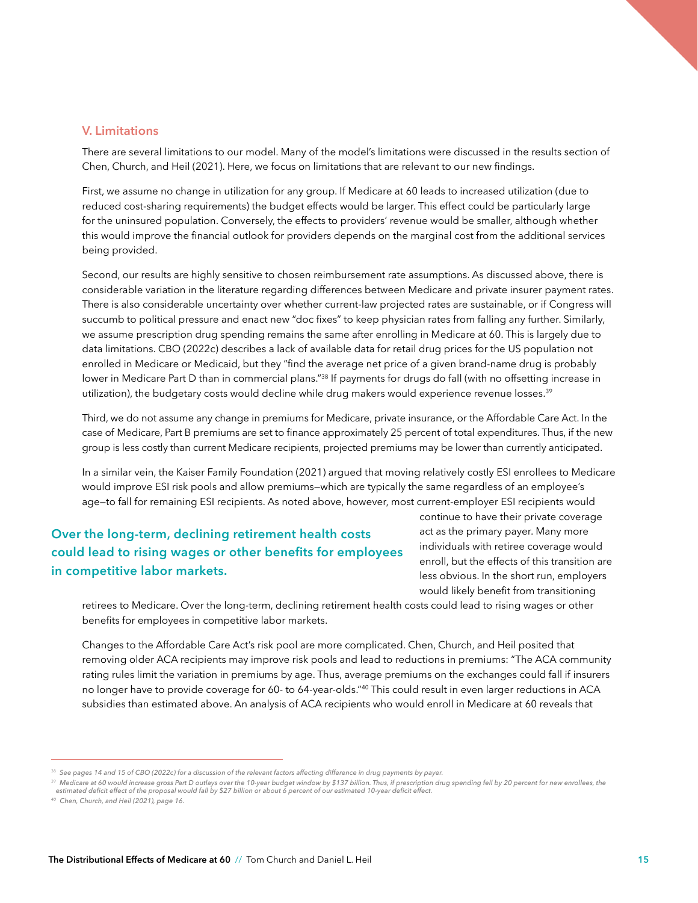## V. Limitations

There are several limitations to our model. Many of the model's limitations were discussed in the results section of Chen, Church, and Heil (2021). Here, we focus on limitations that are relevant to our new findings.

First, we assume no change in utilization for any group. If Medicare at 60 leads to increased utilization (due to reduced cost-sharing requirements) the budget effects would be larger. This effect could be particularly large for the uninsured population. Conversely, the effects to providers' revenue would be smaller, although whether this would improve the financial outlook for providers depends on the marginal cost from the additional services being provided.

Second, our results are highly sensitive to chosen reimbursement rate assumptions. As discussed above, there is considerable variation in the literature regarding differences between Medicare and private insurer payment rates. There is also considerable uncertainty over whether current-law projected rates are sustainable, or if Congress will succumb to political pressure and enact new "doc fixes" to keep physician rates from falling any further. Similarly, we assume prescription drug spending remains the same after enrolling in Medicare at 60. This is largely due to data limitations. CBO (2022c) describes a lack of available data for retail drug prices for the US population not enrolled in Medicare or Medicaid, but they "find the average net price of a given brand-name drug is probably lower in Medicare Part D than in commercial plans."[38] If payments for drugs do fall (with no offsetting increase in utilization), the budgetary costs would decline while drug makers would experience revenue losses.[39]

Third, we do not assume any change in premiums for Medicare, private insurance, or the Affordable Care Act. In the case of Medicare, Part B premiums are set to finance approximately 25 percent of total expenditures. Thus, if the new group is less costly than current Medicare recipients, projected premiums may be lower than currently anticipated.

In a similar vein, the Kaiser Family Foundation (2021) argued that moving relatively costly ESI enrollees to Medicare would improve ESI risk pools and allow premiums—which are typically the same regardless of an employee's age—to fall for remaining ESI recipients. As noted above, however, most current-employer ESI recipients would continue to have their private coverage act as the primary payer. Many more individuals with retiree coverage would enroll, but the effects of this transition are less obvious. In the short run, employers would likely benefit from transitioning retirees to Medicare. Over the long-term, declining retirement health costs could lead to rising wages or other benefits for employees in competitive labor markets.

> **Over the long-term, declining retirement health costs could lead to rising wages or other benefits for employees in competitive labor markets.**

Changes to the Affordable Care Act's risk pool are more complicated. Chen, Church, and Heil posited that removing older ACA recipients may improve risk pools and lead to reductions in premiums: "The ACA community rating rules limit the variation in premiums by age. Thus, average premiums on the exchanges could fall if insurers no longer have to provide coverage for 60- to 64-year-olds."[40] This could result in even larger reductions in ACA subsidies than estimated above. An analysis of ACA recipients who would enroll in Medicare at 60 reveals that

---

[38] *See pages 14 and 15 of CBO (2022c) for a discussion of the relevant factors affecting difference in drug payments by payer.*

[39] *Medicare at 60 would increase gross Part D outlays over the 10-year budget window by $137 billion. Thus, if prescription drug spending fell by 20 percent for new enrollees, the estimated deficit effect of the proposal would fall by $27 billion or about 6 percent of our estimated 10-year deficit effect.*

[40] *Chen, Church, and Heil (2021), page 16.*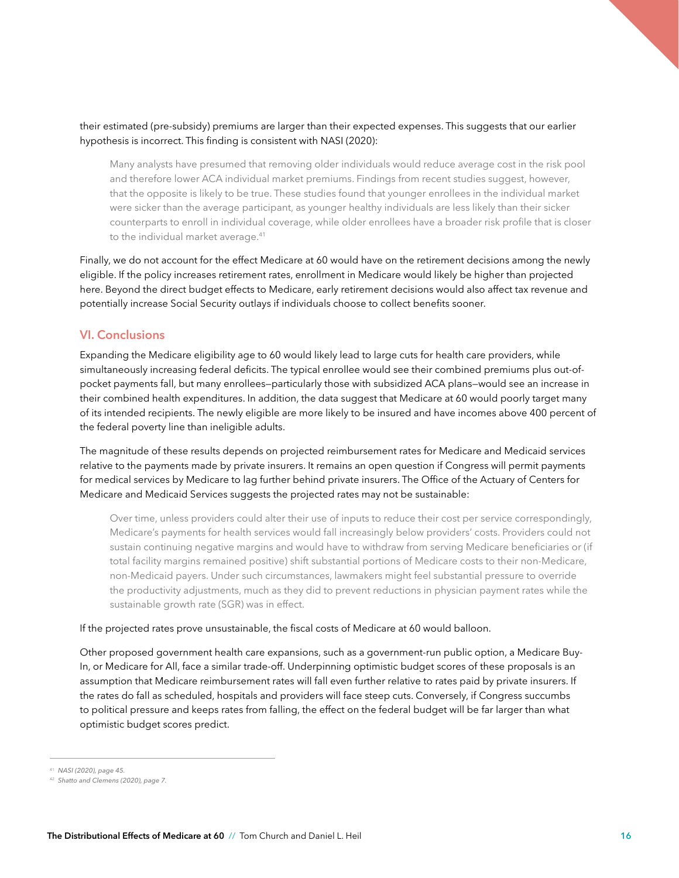their estimated (pre-subsidy) premiums are larger than their expected expenses. This suggests that our earlier hypothesis is incorrect. This finding is consistent with NASI (2020):

> Many analysts have presumed that removing older individuals would reduce average cost in the risk pool and therefore lower ACA individual market premiums. Findings from recent studies suggest, however, that the opposite is likely to be true. These studies found that younger enrollees in the individual market were sicker than the average participant, as younger healthy individuals are less likely than their sicker counterparts to enroll in individual coverage, while older enrollees have a broader risk profile that is closer to the individual market average.[41]

Finally, we do not account for the effect Medicare at 60 would have on the retirement decisions among the newly eligible. If the policy increases retirement rates, enrollment in Medicare would likely be higher than projected here. Beyond the direct budget effects to Medicare, early retirement decisions would also affect tax revenue and potentially increase Social Security outlays if individuals choose to collect benefits sooner.

## VI. Conclusions

Expanding the Medicare eligibility age to 60 would likely lead to large cuts for health care providers, while simultaneously increasing federal deficits. The typical enrollee would see their combined premiums plus out-of-pocket payments fall, but many enrollees—particularly those with subsidized ACA plans—would see an increase in their combined health expenditures. In addition, the data suggest that Medicare at 60 would poorly target many of its intended recipients. The newly eligible are more likely to be insured and have incomes above 400 percent of the federal poverty line than ineligible adults.

The magnitude of these results depends on projected reimbursement rates for Medicare and Medicaid services relative to the payments made by private insurers. It remains an open question if Congress will permit payments for medical services by Medicare to lag further behind private insurers. The Office of the Actuary of Centers for Medicare and Medicaid Services suggests the projected rates may not be sustainable:

> Over time, unless providers could alter their use of inputs to reduce their cost per service correspondingly, Medicare's payments for health services would fall increasingly below providers' costs. Providers could not sustain continuing negative margins and would have to withdraw from serving Medicare beneficiaries or (if total facility margins remained positive) shift substantial portions of Medicare costs to their non-Medicare, non-Medicaid payers. Under such circumstances, lawmakers might feel substantial pressure to override the productivity adjustments, much as they did to prevent reductions in physician payment rates while the sustainable growth rate (SGR) was in effect.

If the projected rates prove unsustainable, the fiscal costs of Medicare at 60 would balloon.

Other proposed government health care expansions, such as a government-run public option, a Medicare Buy-In, or Medicare for All, face a similar trade-off. Underpinning optimistic budget scores of these proposals is an assumption that Medicare reimbursement rates will fall even further relative to rates paid by private insurers. If the rates do fall as scheduled, hospitals and providers will face steep cuts. Conversely, if Congress succumbs to political pressure and keeps rates from falling, the effect on the federal budget will be far larger than what optimistic budget scores predict.

---

[41] *NASI (2020), page 45.*

[42] *Shatto and Clemens (2020), page 7.*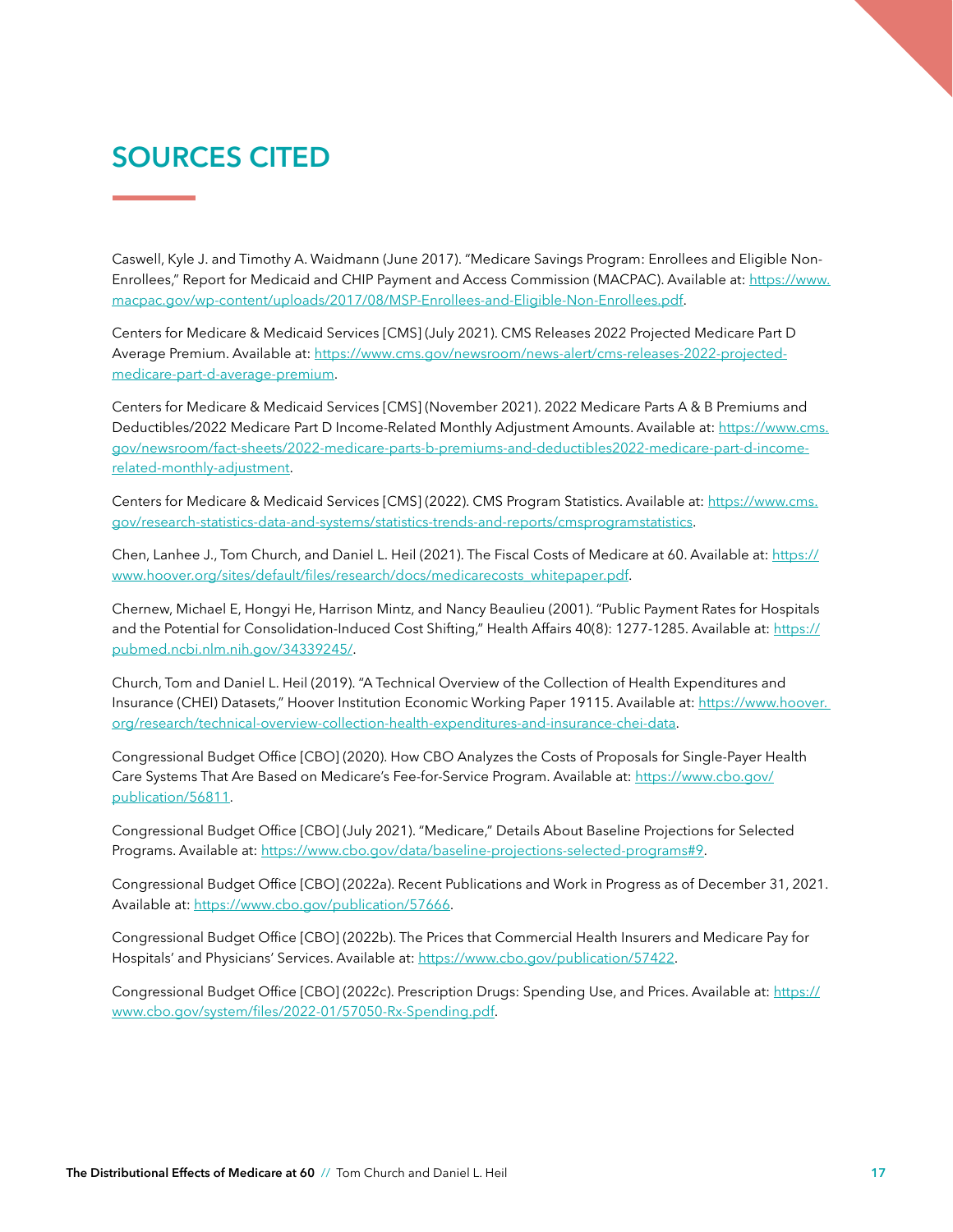# SOURCES CITED

Caswell, Kyle J. and Timothy A. Waidmann (June 2017). "Medicare Savings Program: Enrollees and Eligible Non-Enrollees," Report for Medicaid and CHIP Payment and Access Commission (MACPAC). Available at: https://www.macpac.gov/wp-content/uploads/2017/08/MSP-Enrollees-and-Eligible-Non-Enrollees.pdf.

Centers for Medicare & Medicaid Services [CMS] (July 2021). CMS Releases 2022 Projected Medicare Part D Average Premium. Available at: https://www.cms.gov/newsroom/news-alert/cms-releases-2022-projected-medicare-part-d-average-premium.

Centers for Medicare & Medicaid Services [CMS] (November 2021). 2022 Medicare Parts A & B Premiums and Deductibles/2022 Medicare Part D Income-Related Monthly Adjustment Amounts. Available at: https://www.cms.gov/newsroom/fact-sheets/2022-medicare-parts-b-premiums-and-deductibles2022-medicare-part-d-income-related-monthly-adjustment.

Centers for Medicare & Medicaid Services [CMS] (2022). CMS Program Statistics. Available at: https://www.cms.gov/research-statistics-data-and-systems/statistics-trends-and-reports/cmsprogramstatistics.

Chen, Lanhee J., Tom Church, and Daniel L. Heil (2021). The Fiscal Costs of Medicare at 60. Available at: https://www.hoover.org/sites/default/files/research/docs/medicarecosts_whitepaper.pdf.

Chernew, Michael E, Hongyi He, Harrison Mintz, and Nancy Beaulieu (2001). "Public Payment Rates for Hospitals and the Potential for Consolidation-Induced Cost Shifting," Health Affairs 40(8): 1277-1285. Available at: https://pubmed.ncbi.nlm.nih.gov/34339245/.

Church, Tom and Daniel L. Heil (2019). "A Technical Overview of the Collection of Health Expenditures and Insurance (CHEI) Datasets," Hoover Institution Economic Working Paper 19115. Available at: https://www.hoover.org/research/technical-overview-collection-health-expenditures-and-insurance-chei-data.

Congressional Budget Office [CBO] (2020). How CBO Analyzes the Costs of Proposals for Single-Payer Health Care Systems That Are Based on Medicare's Fee-for-Service Program. Available at: https://www.cbo.gov/publication/56811.

Congressional Budget Office [CBO] (July 2021). "Medicare," Details About Baseline Projections for Selected Programs. Available at: https://www.cbo.gov/data/baseline-projections-selected-programs#9.

Congressional Budget Office [CBO] (2022a). Recent Publications and Work in Progress as of December 31, 2021. Available at: https://www.cbo.gov/publication/57666.

Congressional Budget Office [CBO] (2022b). The Prices that Commercial Health Insurers and Medicare Pay for Hospitals' and Physicians' Services. Available at: https://www.cbo.gov/publication/57422.

Congressional Budget Office [CBO] (2022c). Prescription Drugs: Spending Use, and Prices. Available at: https://www.cbo.gov/system/files/2022-01/57050-Rx-Spending.pdf.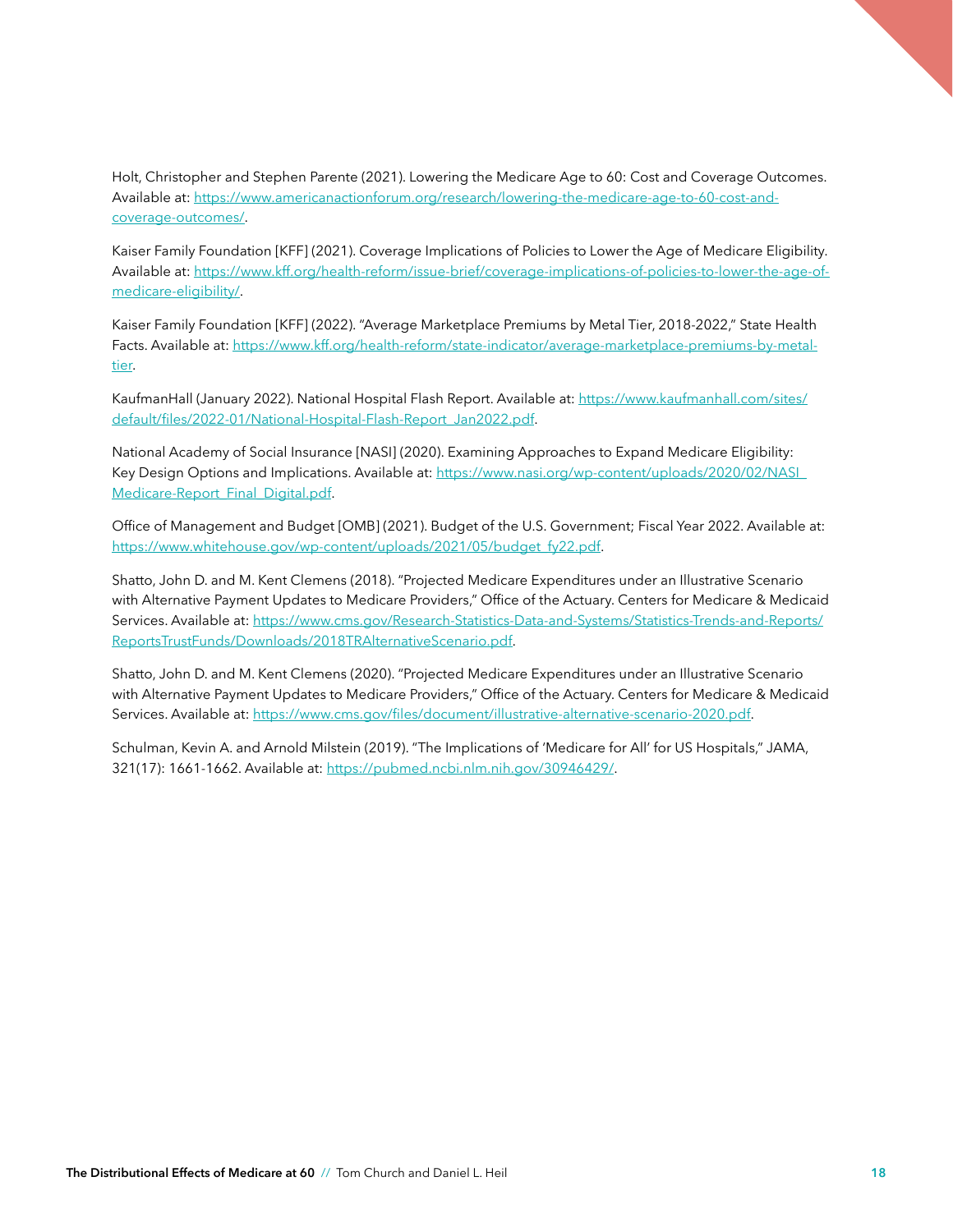Holt, Christopher and Stephen Parente (2021). Lowering the Medicare Age to 60: Cost and Coverage Outcomes. Available at: https://www.americanactionforum.org/research/lowering-the-medicare-age-to-60-cost-and-coverage-outcomes/.

Kaiser Family Foundation [KFF] (2021). Coverage Implications of Policies to Lower the Age of Medicare Eligibility. Available at: https://www.kff.org/health-reform/issue-brief/coverage-implications-of-policies-to-lower-the-age-of-medicare-eligibility/.

Kaiser Family Foundation [KFF] (2022). "Average Marketplace Premiums by Metal Tier, 2018-2022," State Health Facts. Available at: https://www.kff.org/health-reform/state-indicator/average-marketplace-premiums-by-metal-tier.

KaufmanHall (January 2022). National Hospital Flash Report. Available at: https://www.kaufmanhall.com/sites/default/files/2022-01/National-Hospital-Flash-Report_Jan2022.pdf.

National Academy of Social Insurance [NASI] (2020). Examining Approaches to Expand Medicare Eligibility: Key Design Options and Implications. Available at: https://www.nasi.org/wp-content/uploads/2020/02/NASI_Medicare-Report_Final_Digital.pdf.

Office of Management and Budget [OMB] (2021). Budget of the U.S. Government; Fiscal Year 2022. Available at: https://www.whitehouse.gov/wp-content/uploads/2021/05/budget_fy22.pdf.

Shatto, John D. and M. Kent Clemens (2018). "Projected Medicare Expenditures under an Illustrative Scenario with Alternative Payment Updates to Medicare Providers," Office of the Actuary. Centers for Medicare & Medicaid Services. Available at: https://www.cms.gov/Research-Statistics-Data-and-Systems/Statistics-Trends-and-Reports/ReportsTrustFunds/Downloads/2018TRAlternativeScenario.pdf.

Shatto, John D. and M. Kent Clemens (2020). "Projected Medicare Expenditures under an Illustrative Scenario with Alternative Payment Updates to Medicare Providers," Office of the Actuary. Centers for Medicare & Medicaid Services. Available at: https://www.cms.gov/files/document/illustrative-alternative-scenario-2020.pdf.

Schulman, Kevin A. and Arnold Milstein (2019). "The Implications of 'Medicare for All' for US Hospitals," JAMA, 321(17): 1661-1662. Available at: https://pubmed.ncbi.nlm.nih.gov/30946429/.